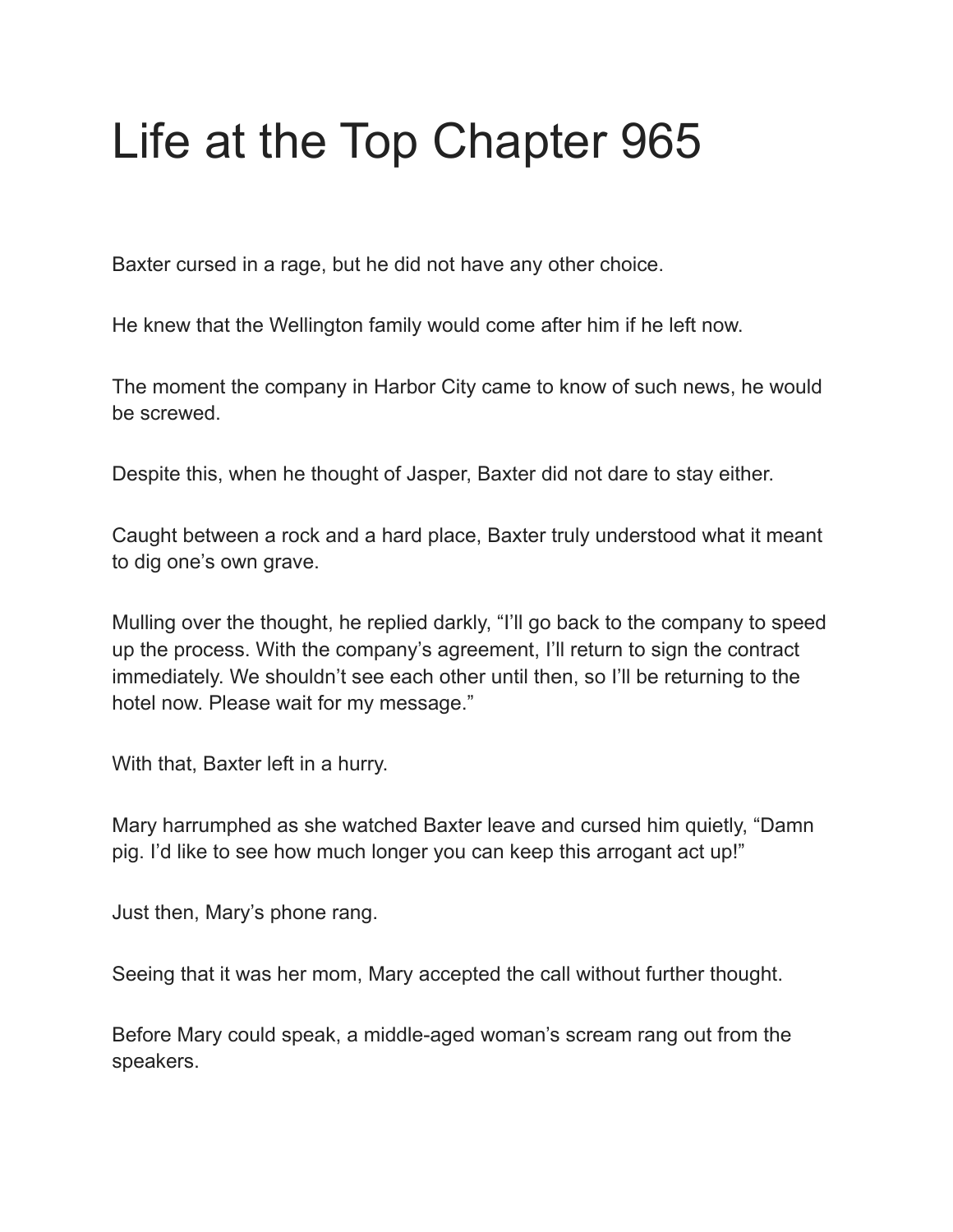# Life at the Top Chapter 965

Baxter cursed in a rage, but he did not have any other choice.

He knew that the Wellington family would come after him if he left now.

The moment the company in Harbor City came to know of such news, he would be screwed.

Despite this, when he thought of Jasper, Baxter did not dare to stay either.

Caught between a rock and a hard place, Baxter truly understood what it meant to dig one's own grave.

Mulling over the thought, he replied darkly, "I'll go back to the company to speed up the process. With the company's agreement, I'll return to sign the contract immediately. We shouldn't see each other until then, so I'll be returning to the hotel now. Please wait for my message."

With that, Baxter left in a hurry.

Mary harrumphed as she watched Baxter leave and cursed him quietly, "Damn pig. I'd like to see how much longer you can keep this arrogant act up!"

Just then, Mary's phone rang.

Seeing that it was her mom, Mary accepted the call without further thought.

Before Mary could speak, a middle-aged woman's scream rang out from the speakers.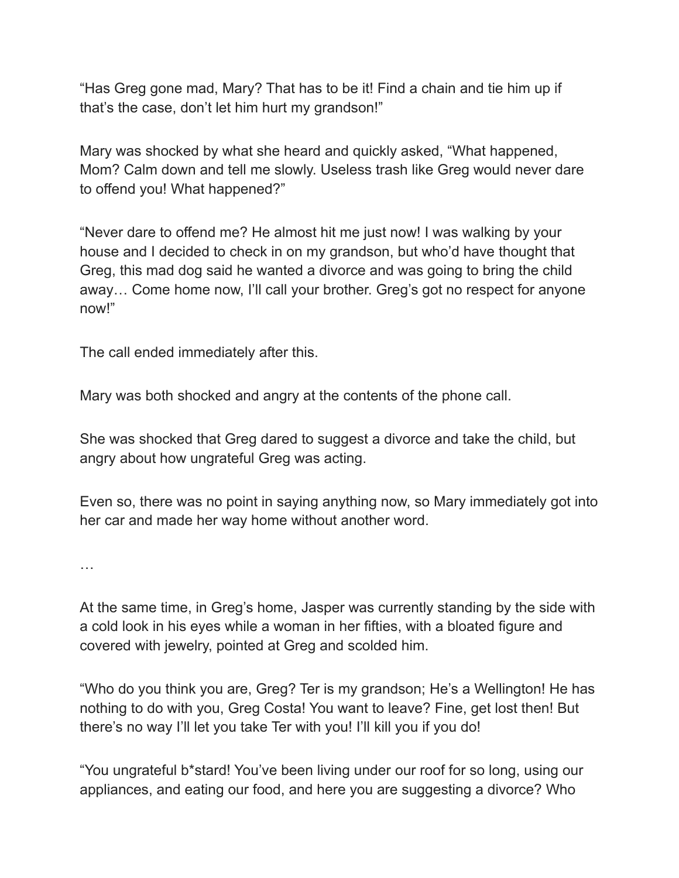“Has Greg gone mad, Mary? That has to be it! Find a chain and tie him up if that’s the case, don’t let him hurt my grandson!”

Mary was shocked by what she heard and quickly asked, “What happened, Mom? Calm down and tell me slowly. Useless trash like Greg would never dare to offend you! What happened?”

“Never dare to offend me? He almost hit me just now! I was walking by your house and I decided to check in on my grandson, but who’d have thought that Greg, this mad dog said he wanted a divorce and was going to bring the child away… Come home now, I’ll call your brother. Greg’s got no respect for anyone now!”

The call ended immediately after this.

Mary was both shocked and angry at the contents of the phone call.

She was shocked that Greg dared to suggest a divorce and take the child, but angry about how ungrateful Greg was acting.

Even so, there was no point in saying anything now, so Mary immediately got into her car and made her way home without another word.

…

At the same time, in Greg’s home, Jasper was currently standing by the side with a cold look in his eyes while a woman in her fifties, with a bloated figure and covered with jewelry, pointed at Greg and scolded him.

“Who do you think you are, Greg? Ter is my grandson; He’s a Wellington! He has nothing to do with you, Greg Costa! You want to leave? Fine, get lost then! But there’s no way I’ll let you take Ter with you! I’ll kill you if you do!

“You ungrateful b*stard! You’ve been living under our roof for so long, using our appliances, and eating our food, and here you are suggesting a divorce? Who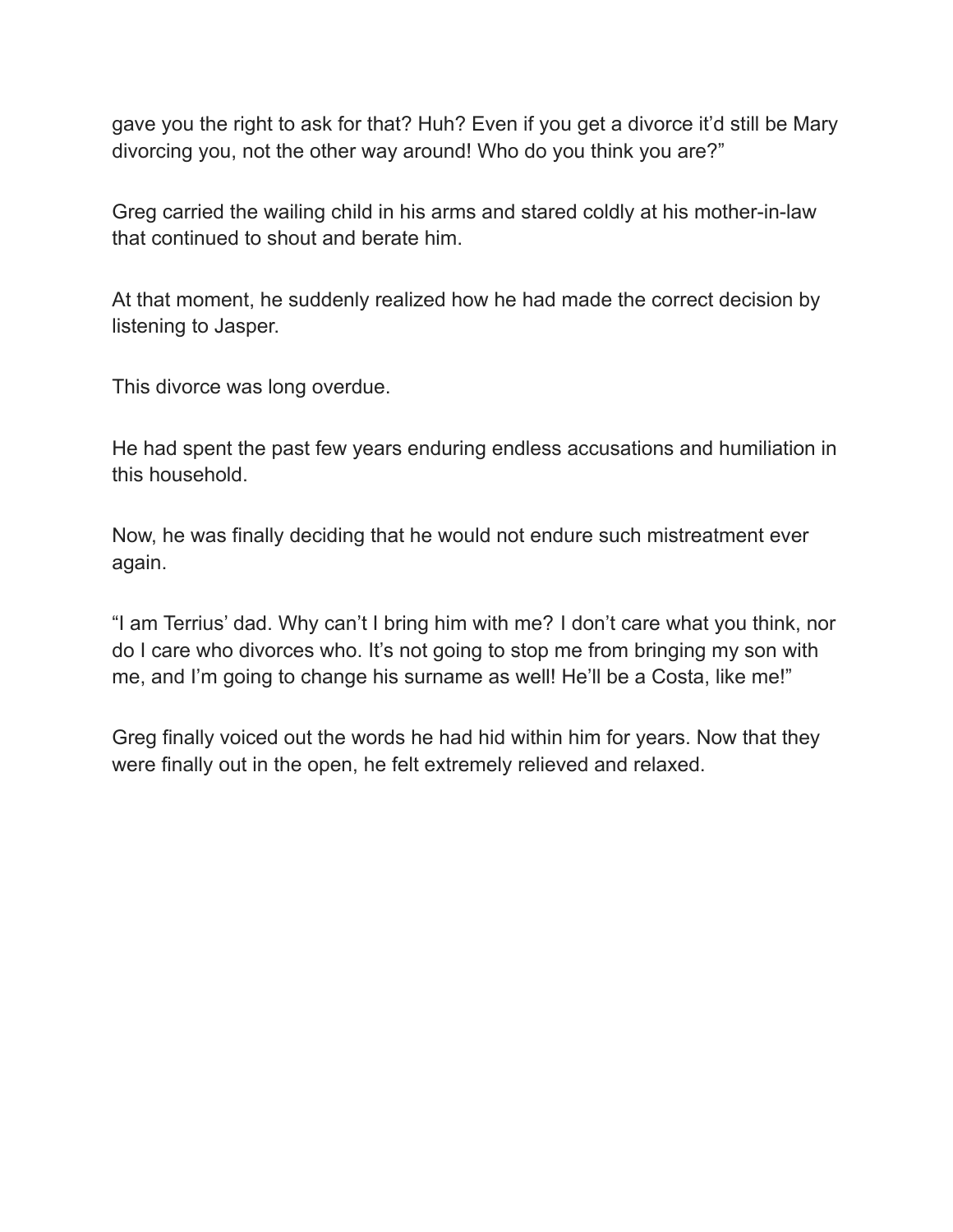gave you the right to ask for that? Huh? Even if you get a divorce it'd still be Mary divorcing you, not the other way around! Who do you think you are?"

Greg carried the wailing child in his arms and stared coldly at his mother-in-law that continued to shout and berate him.

At that moment, he suddenly realized how he had made the correct decision by listening to Jasper.

This divorce was long overdue.

He had spent the past few years enduring endless accusations and humiliation in this household.

Now, he was finally deciding that he would not endure such mistreatment ever again.

"I am Terrius' dad. Why can't I bring him with me? I don't care what you think, nor do I care who divorces who. It's not going to stop me from bringing my son with me, and I'm going to change his surname as well! He'll be a Costa, like me!"

Greg finally voiced out the words he had hid within him for years. Now that they were finally out in the open, he felt extremely relieved and relaxed.